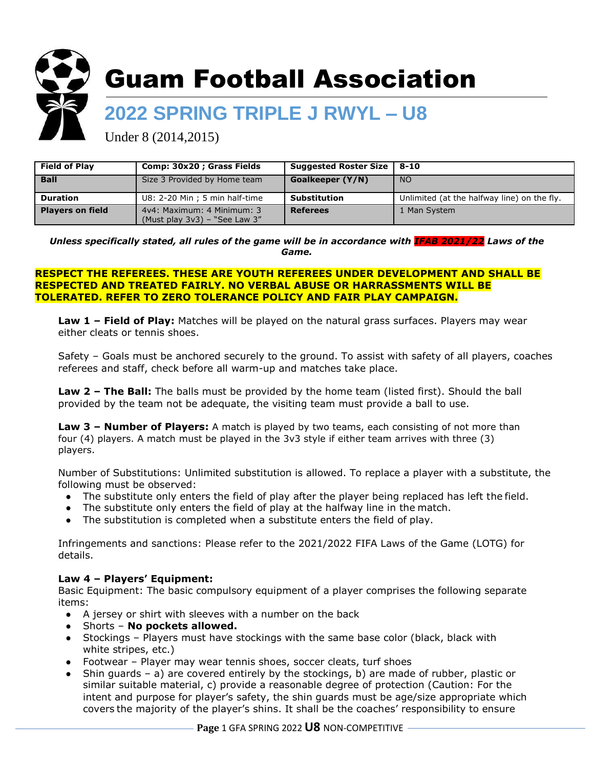# Guam Football Association

## 2022 SPRING TRIPLE J RWYL – U8

Under 8 (2014,2015)

| **Field of Play** | **Comp: 30x20 ; Grass Fields** | **Suggested Roster Size** | **8-10** |
|---|---|---|---|
| **Ball** | Size 3 Provided by Home team | **Goalkeeper (Y/N)** | NO |
| **Duration** | U8: 2-20 Min ; 5 min half-time | **Substitution** | Unlimited (at the halfway line) on the fly. |
| **Players on field** | 4v4: Maximum: 4 Minimum: 3 (Must play 3v3) – "See Law 3" | **Referees** | 1 Man System |

***Unless specifically stated, all rules of the game will be in accordance with IFAB 2021/22 Laws of the Game.***

**RESPECT THE REFEREES. THESE ARE YOUTH REFEREES UNDER DEVELOPMENT AND SHALL BE RESPECTED AND TREATED FAIRLY. NO VERBAL ABUSE OR HARRASSMENTS WILL BE TOLERATED. REFER TO ZERO TOLERANCE POLICY AND FAIR PLAY CAMPAIGN.**

**Law 1 – Field of Play:** Matches will be played on the natural grass surfaces. Players may wear either cleats or tennis shoes.

Safety – Goals must be anchored securely to the ground. To assist with safety of all players, coaches referees and staff, check before all warm-up and matches take place.

**Law 2 – The Ball:** The balls must be provided by the home team (listed first). Should the ball provided by the team not be adequate, the visiting team must provide a ball to use.

**Law 3 – Number of Players:** A match is played by two teams, each consisting of not more than four (4) players. A match must be played in the 3v3 style if either team arrives with three (3) players.

Number of Substitutions: Unlimited substitution is allowed. To replace a player with a substitute, the following must be observed:

- The substitute only enters the field of play after the player being replaced has left the field.
- The substitute only enters the field of play at the halfway line in the match.
- The substitution is completed when a substitute enters the field of play.

Infringements and sanctions: Please refer to the 2021/2022 FIFA Laws of the Game (LOTG) for details.

**Law 4 – Players' Equipment:**

Basic Equipment: The basic compulsory equipment of a player comprises the following separate items:

- A jersey or shirt with sleeves with a number on the back
- Shorts – **No pockets allowed.**
- Stockings – Players must have stockings with the same base color (black, black with white stripes, etc.)
- Footwear – Player may wear tennis shoes, soccer cleats, turf shoes
- Shin guards – a) are covered entirely by the stockings, b) are made of rubber, plastic or similar suitable material, c) provide a reasonable degree of protection (Caution: For the intent and purpose for player's safety, the shin guards must be age/size appropriate which covers the majority of the player's shins. It shall be the coaches' responsibility to ensure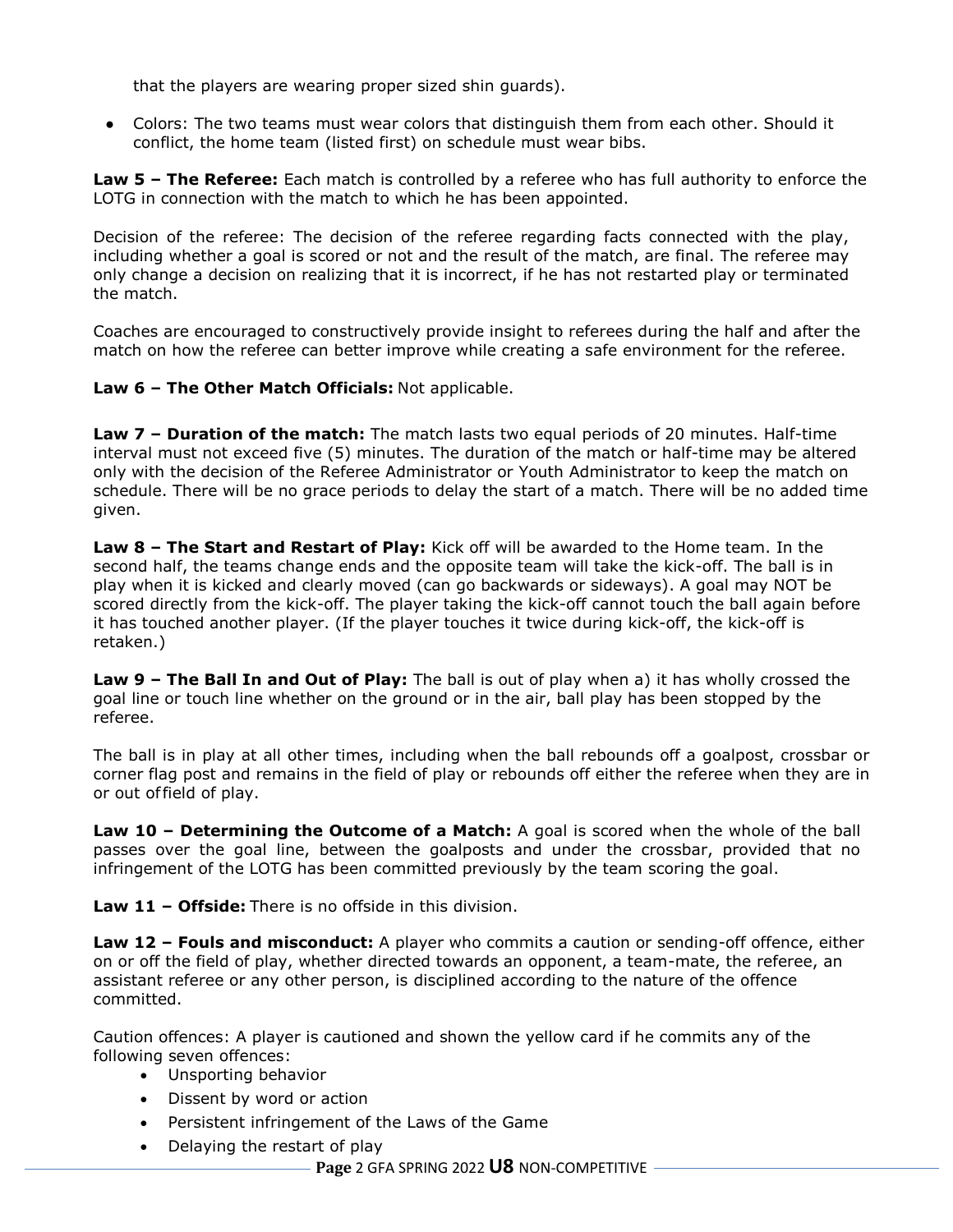that the players are wearing proper sized shin guards).

- Colors: The two teams must wear colors that distinguish them from each other. Should it conflict, the home team (listed first) on schedule must wear bibs.

**Law 5 – The Referee:** Each match is controlled by a referee who has full authority to enforce the LOTG in connection with the match to which he has been appointed.

Decision of the referee: The decision of the referee regarding facts connected with the play, including whether a goal is scored or not and the result of the match, are final. The referee may only change a decision on realizing that it is incorrect, if he has not restarted play or terminated the match.

Coaches are encouraged to constructively provide insight to referees during the half and after the match on how the referee can better improve while creating a safe environment for the referee.

**Law 6 – The Other Match Officials:** Not applicable.

**Law 7 – Duration of the match:** The match lasts two equal periods of 20 minutes. Half-time interval must not exceed five (5) minutes. The duration of the match or half-time may be altered only with the decision of the Referee Administrator or Youth Administrator to keep the match on schedule. There will be no grace periods to delay the start of a match. There will be no added time given.

**Law 8 – The Start and Restart of Play:** Kick off will be awarded to the Home team. In the second half, the teams change ends and the opposite team will take the kick-off. The ball is in play when it is kicked and clearly moved (can go backwards or sideways). A goal may NOT be scored directly from the kick-off. The player taking the kick-off cannot touch the ball again before it has touched another player. (If the player touches it twice during kick-off, the kick-off is retaken.)

**Law 9 – The Ball In and Out of Play:** The ball is out of play when a) it has wholly crossed the goal line or touch line whether on the ground or in the air, ball play has been stopped by the referee.

The ball is in play at all other times, including when the ball rebounds off a goalpost, crossbar or corner flag post and remains in the field of play or rebounds off either the referee when they are in or out of field of play.

**Law 10 – Determining the Outcome of a Match:** A goal is scored when the whole of the ball passes over the goal line, between the goalposts and under the crossbar, provided that no infringement of the LOTG has been committed previously by the team scoring the goal.

**Law 11 – Offside:** There is no offside in this division.

**Law 12 – Fouls and misconduct:** A player who commits a caution or sending-off offence, either on or off the field of play, whether directed towards an opponent, a team-mate, the referee, an assistant referee or any other person, is disciplined according to the nature of the offence committed.

Caution offences: A player is cautioned and shown the yellow card if he commits any of the following seven offences:

- Unsporting behavior
- Dissent by word or action
- Persistent infringement of the Laws of the Game
- Delaying the restart of play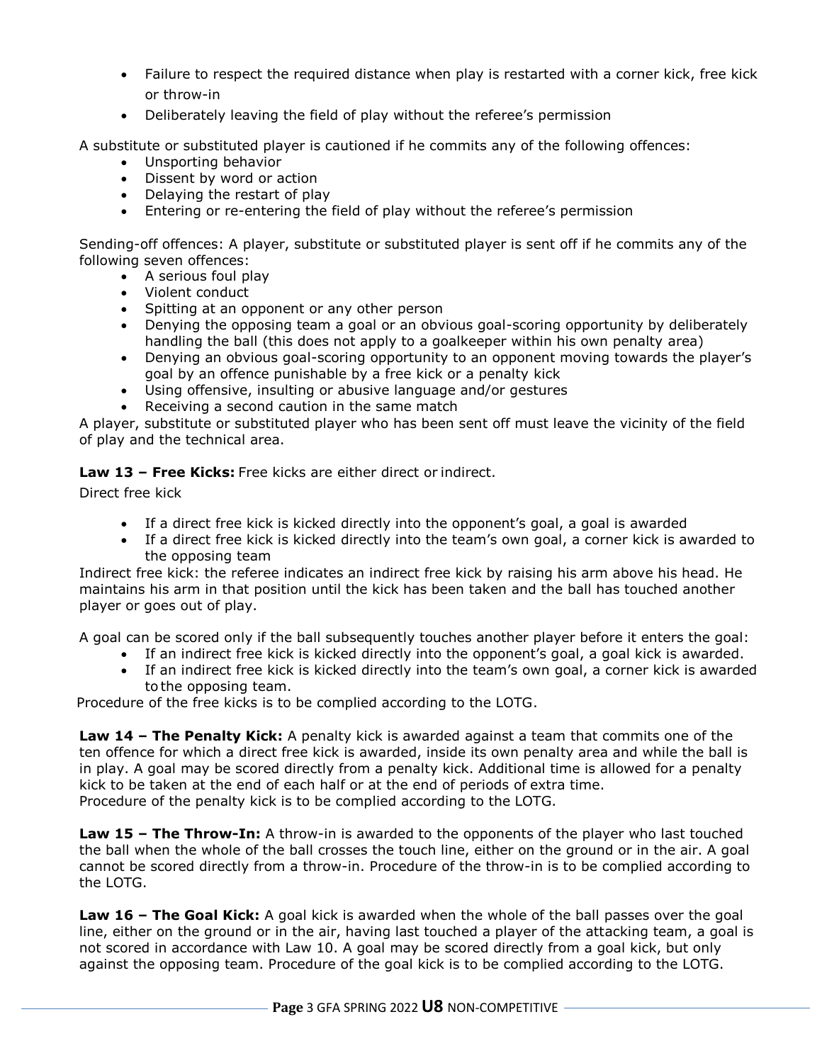- Failure to respect the required distance when play is restarted with a corner kick, free kick or throw-in
- Deliberately leaving the field of play without the referee's permission

A substitute or substituted player is cautioned if he commits any of the following offences:

- Unsporting behavior
- Dissent by word or action
- Delaying the restart of play
- Entering or re-entering the field of play without the referee's permission

Sending-off offences: A player, substitute or substituted player is sent off if he commits any of the following seven offences:

- A serious foul play
- Violent conduct
- Spitting at an opponent or any other person
- Denying the opposing team a goal or an obvious goal-scoring opportunity by deliberately handling the ball (this does not apply to a goalkeeper within his own penalty area)
- Denying an obvious goal-scoring opportunity to an opponent moving towards the player's goal by an offence punishable by a free kick or a penalty kick
- Using offensive, insulting or abusive language and/or gestures
- Receiving a second caution in the same match

A player, substitute or substituted player who has been sent off must leave the vicinity of the field of play and the technical area.

**Law 13 – Free Kicks:** Free kicks are either direct or indirect.

Direct free kick

- If a direct free kick is kicked directly into the opponent's goal, a goal is awarded
- If a direct free kick is kicked directly into the team's own goal, a corner kick is awarded to the opposing team

Indirect free kick: the referee indicates an indirect free kick by raising his arm above his head. He maintains his arm in that position until the kick has been taken and the ball has touched another player or goes out of play.

A goal can be scored only if the ball subsequently touches another player before it enters the goal:

- If an indirect free kick is kicked directly into the opponent's goal, a goal kick is awarded.
- If an indirect free kick is kicked directly into the team's own goal, a corner kick is awarded to the opposing team.

Procedure of the free kicks is to be complied according to the LOTG.

**Law 14 – The Penalty Kick:** A penalty kick is awarded against a team that commits one of the ten offence for which a direct free kick is awarded, inside its own penalty area and while the ball is in play. A goal may be scored directly from a penalty kick. Additional time is allowed for a penalty kick to be taken at the end of each half or at the end of periods of extra time.
Procedure of the penalty kick is to be complied according to the LOTG.

**Law 15 – The Throw-In:** A throw-in is awarded to the opponents of the player who last touched the ball when the whole of the ball crosses the touch line, either on the ground or in the air. A goal cannot be scored directly from a throw-in. Procedure of the throw-in is to be complied according to the LOTG.

**Law 16 – The Goal Kick:** A goal kick is awarded when the whole of the ball passes over the goal line, either on the ground or in the air, having last touched a player of the attacking team, a goal is not scored in accordance with Law 10. A goal may be scored directly from a goal kick, but only against the opposing team. Procedure of the goal kick is to be complied according to the LOTG.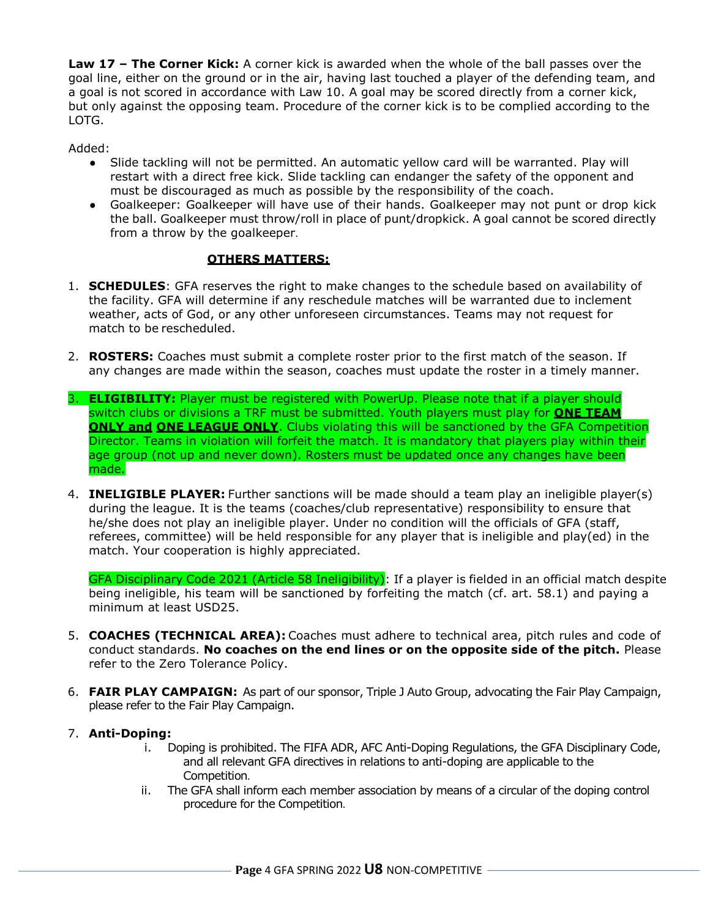**Law 17 – The Corner Kick:** A corner kick is awarded when the whole of the ball passes over the goal line, either on the ground or in the air, having last touched a player of the defending team, and a goal is not scored in accordance with Law 10. A goal may be scored directly from a corner kick, but only against the opposing team. Procedure of the corner kick is to be complied according to the LOTG.

Added:

- Slide tackling will not be permitted. An automatic yellow card will be warranted. Play will restart with a direct free kick. Slide tackling can endanger the safety of the opponent and must be discouraged as much as possible by the responsibility of the coach.
- Goalkeeper: Goalkeeper will have use of their hands. Goalkeeper may not punt or drop kick the ball. Goalkeeper must throw/roll in place of punt/dropkick. A goal cannot be scored directly from a throw by the goalkeeper.

## OTHERS MATTERS:

1. **SCHEDULES**: GFA reserves the right to make changes to the schedule based on availability of the facility. GFA will determine if any reschedule matches will be warranted due to inclement weather, acts of God, or any other unforeseen circumstances. Teams may not request for match to be rescheduled.

2. **ROSTERS:** Coaches must submit a complete roster prior to the first match of the season. If any changes are made within the season, coaches must update the roster in a timely manner.

3. **ELIGIBILITY:** Player must be registered with PowerUp. Please note that if a player should switch clubs or divisions a TRF must be submitted. Youth players must play for **ONE TEAM ONLY and** **ONE LEAGUE ONLY**. Clubs violating this will be sanctioned by the GFA Competition Director. Teams in violation will forfeit the match. It is mandatory that players play within their age group (not up and never down). Rosters must be updated once any changes have been made.

4. **INELIGIBLE PLAYER:** Further sanctions will be made should a team play an ineligible player(s) during the league. It is the teams (coaches/club representative) responsibility to ensure that he/she does not play an ineligible player. Under no condition will the officials of GFA (staff, referees, committee) will be held responsible for any player that is ineligible and play(ed) in the match. Your cooperation is highly appreciated.

   GFA Disciplinary Code 2021 (Article 58 Ineligibility): If a player is fielded in an official match despite being ineligible, his team will be sanctioned by forfeiting the match (cf. art. 58.1) and paying a minimum at least USD25.

5. **COACHES (TECHNICAL AREA):** Coaches must adhere to technical area, pitch rules and code of conduct standards. **No coaches on the end lines or on the opposite side of the pitch.** Please refer to the Zero Tolerance Policy.

6. **FAIR PLAY CAMPAIGN:** As part of our sponsor, Triple J Auto Group, advocating the Fair Play Campaign, please refer to the Fair Play Campaign.

7. **Anti-Doping:**
   1. Doping is prohibited. The FIFA ADR, AFC Anti-Doping Regulations, the GFA Disciplinary Code, and all relevant GFA directives in relations to anti-doping are applicable to the Competition.
   2. The GFA shall inform each member association by means of a circular of the doping control procedure for the Competition.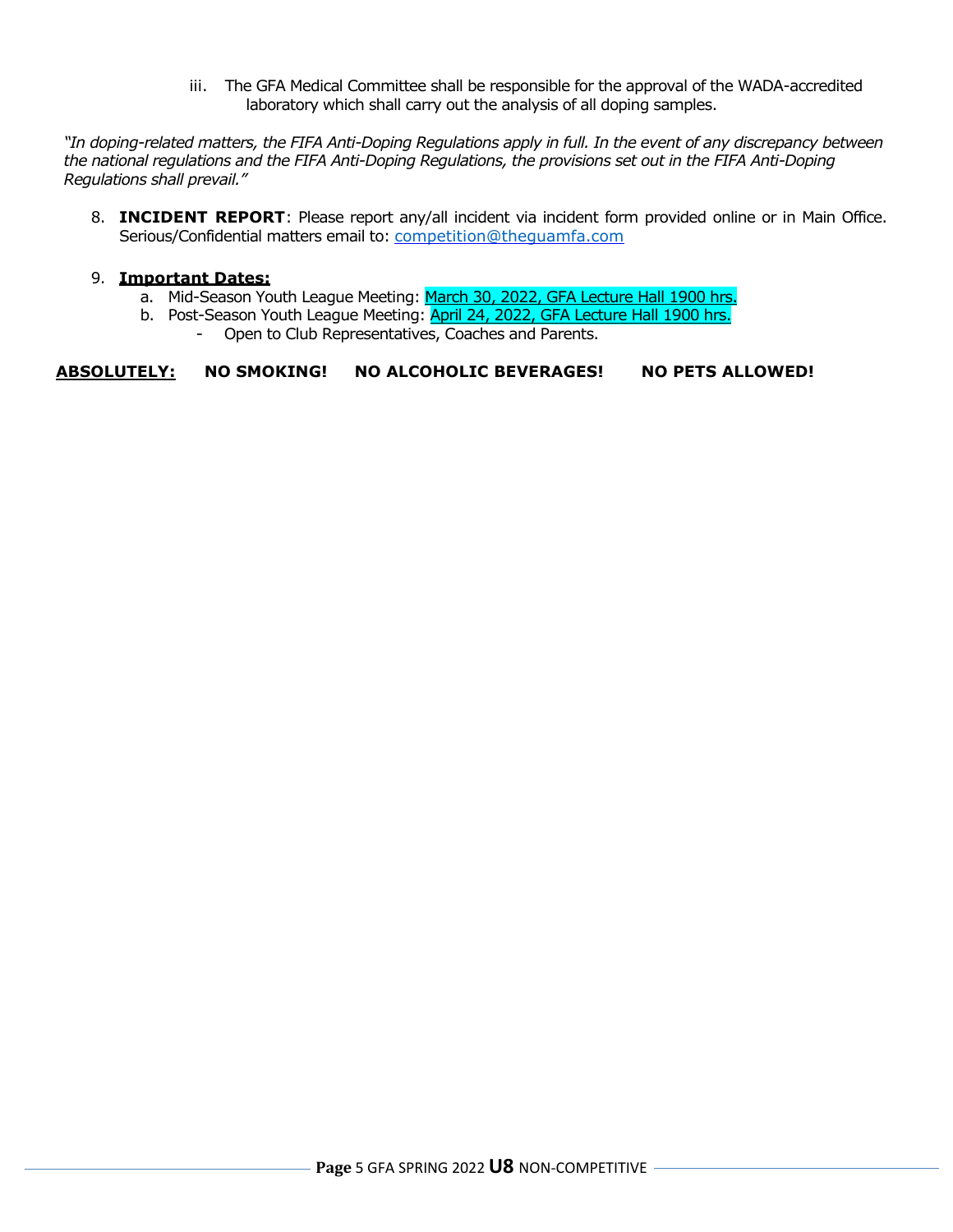iii. The GFA Medical Committee shall be responsible for the approval of the WADA-accredited laboratory which shall carry out the analysis of all doping samples.

*"In doping-related matters, the FIFA Anti-Doping Regulations apply in full. In the event of any discrepancy between the national regulations and the FIFA Anti-Doping Regulations, the provisions set out in the FIFA Anti-Doping Regulations shall prevail."*

8. **INCIDENT REPORT**: Please report any/all incident via incident form provided online or in Main Office. Serious/Confidential matters email to: competition@theguamfa.com

9. **Important Dates:**
   a. Mid-Season Youth League Meeting: March 30, 2022, GFA Lecture Hall 1900 hrs.
   b. Post-Season Youth League Meeting: April 24, 2022, GFA Lecture Hall 1900 hrs.
      - Open to Club Representatives, Coaches and Parents.

**ABSOLUTELY:** **NO SMOKING!** **NO ALCOHOLIC BEVERAGES!** **NO PETS ALLOWED!**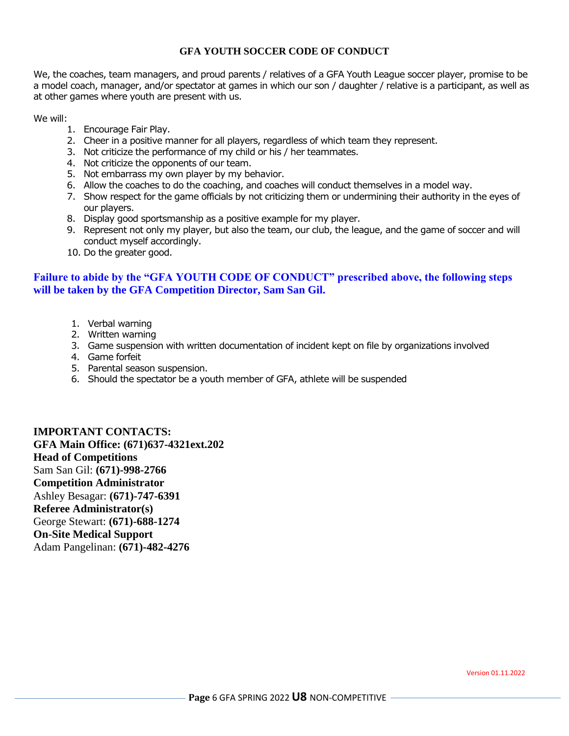# GFA YOUTH SOCCER CODE OF CONDUCT

We, the coaches, team managers, and proud parents / relatives of a GFA Youth League soccer player, promise to be a model coach, manager, and/or spectator at games in which our son / daughter / relative is a participant, as well as at other games where youth are present with us.

We will:

1. Encourage Fair Play.
2. Cheer in a positive manner for all players, regardless of which team they represent.
3. Not criticize the performance of my child or his / her teammates.
4. Not criticize the opponents of our team.
5. Not embarrass my own player by my behavior.
6. Allow the coaches to do the coaching, and coaches will conduct themselves in a model way.
7. Show respect for the game officials by not criticizing them or undermining their authority in the eyes of our players.
8. Display good sportsmanship as a positive example for my player.
9. Represent not only my player, but also the team, our club, the league, and the game of soccer and will conduct myself accordingly.
10. Do the greater good.

**Failure to abide by the "GFA YOUTH CODE OF CONDUCT" prescribed above, the following steps will be taken by the GFA Competition Director, Sam San Gil.**

1. Verbal warning
2. Written warning
3. Game suspension with written documentation of incident kept on file by organizations involved
4. Game forfeit
5. Parental season suspension.
6. Should the spectator be a youth member of GFA, athlete will be suspended

**IMPORTANT CONTACTS:**
**GFA Main Office: (671)637-4321ext.202**
**Head of Competitions**
Sam San Gil: **(671)-998-2766**
**Competition Administrator**
Ashley Besagar: **(671)-747-6391**
**Referee Administrator(s)**
George Stewart: **(671)-688-1274**
**On-Site Medical Support**
Adam Pangelinan: **(671)-482-4276**

Version 01.11.2022